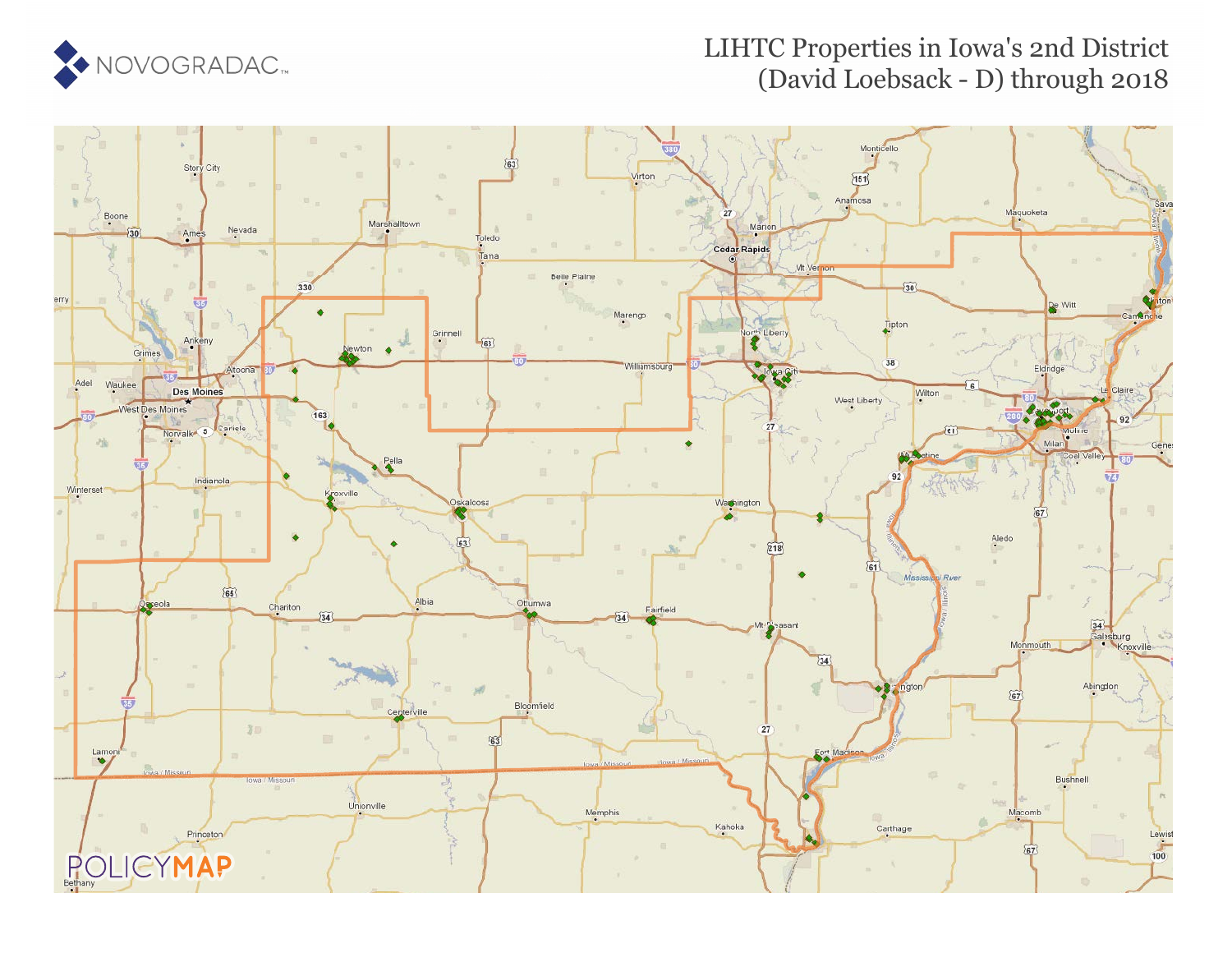NOVOGRADAC

# LIHTC Properties in Iowa's 2nd District (David Loebsack - D) through 2018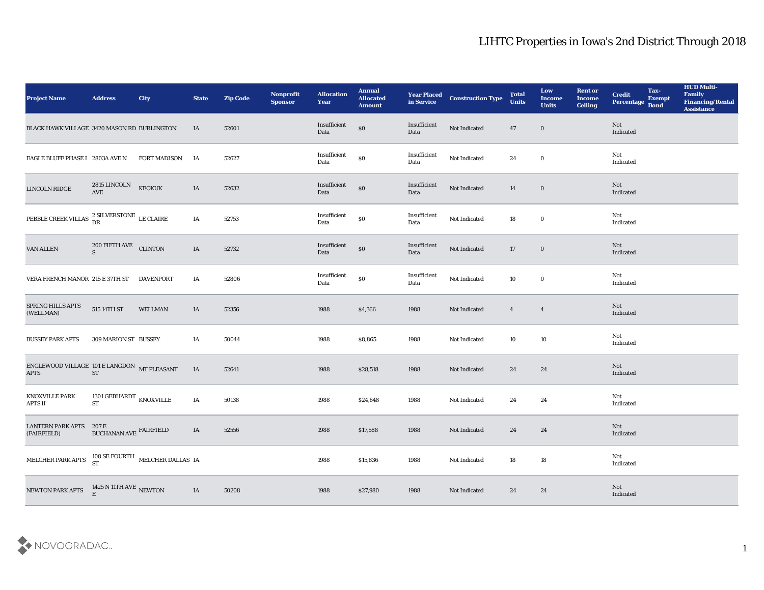# LIHTC Properties in Iowa's 2nd District Through 2018

| Project Name | Address | City | State | Zip Code | Nonprofit Sponsor | Allocation Year | Annual Allocated Amount | Year Placed in Service | Construction Type | Total Units | Low Income Units | Rent or Income Ceiling | Credit Percentage | Tax-Exempt Bond | HUD Multi-Family Financing/Rental Assistance |
|---|---|---|---|---|---|---|---|---|---|---|---|---|---|---|---|
| BLACK HAWK VILLAGE | 3420 MASON RD | BURLINGTON | IA | 52601 | | Insufficient Data | $0 | Insufficient Data | Not Indicated | 47 | 0 | | Not Indicated | | |
| EAGLE BLUFF PHASE I | 2803A AVE N | FORT MADISON | IA | 52627 | | Insufficient Data | $0 | Insufficient Data | Not Indicated | 24 | 0 | | Not Indicated | | |
| LINCOLN RIDGE | 2815 LINCOLN AVE | KEOKUK | IA | 52632 | | Insufficient Data | $0 | Insufficient Data | Not Indicated | 14 | 0 | | Not Indicated | | |
| PEBBLE CREEK VILLAS | 2 SILVERSTONE DR | LE CLAIRE | IA | 52753 | | Insufficient Data | $0 | Insufficient Data | Not Indicated | 18 | 0 | | Not Indicated | | |
| VAN ALLEN | 200 FIFTH AVE S | CLINTON | IA | 52732 | | Insufficient Data | $0 | Insufficient Data | Not Indicated | 17 | 0 | | Not Indicated | | |
| VERA FRENCH MANOR | 215 E 37TH ST | DAVENPORT | IA | 52806 | | Insufficient Data | $0 | Insufficient Data | Not Indicated | 10 | 0 | | Not Indicated | | |
| SPRING HILLS APTS (WELLMAN) | 515 14TH ST | WELLMAN | IA | 52356 | | 1988 | $4,366 | 1988 | Not Indicated | 4 | 4 | | Not Indicated | | |
| BUSSEY PARK APTS | 309 MARION ST | BUSSEY | IA | 50044 | | 1988 | $8,865 | 1988 | Not Indicated | 10 | 10 | | Not Indicated | | |
| ENGLEWOOD VILLAGE APTS | 101 E LANGDON ST | MT PLEASANT | IA | 52641 | | 1988 | $28,518 | 1988 | Not Indicated | 24 | 24 | | Not Indicated | | |
| KNOXVILLE PARK APTS II | 1301 GEBHARDT ST | KNOXVILLE | IA | 50138 | | 1988 | $24,648 | 1988 | Not Indicated | 24 | 24 | | Not Indicated | | |
| LANTERN PARK APTS (FAIRFIELD) | 207 E BUCHANAN AVE | FAIRFIELD | IA | 52556 | | 1988 | $17,588 | 1988 | Not Indicated | 24 | 24 | | Not Indicated | | |
| MELCHER PARK APTS | 108 SE FOURTH ST | MELCHER DALLAS | IA | | | 1988 | $15,836 | 1988 | Not Indicated | 18 | 18 | | Not Indicated | | |
| NEWTON PARK APTS | 1425 N 11TH AVE E | NEWTON | IA | 50208 | | 1988 | $27,980 | 1988 | Not Indicated | 24 | 24 | | Not Indicated | | |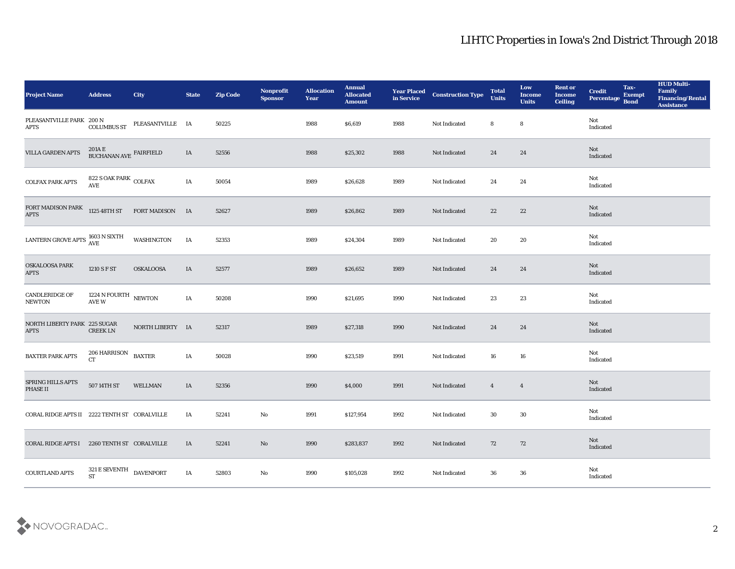# LIHTC Properties in Iowa's 2nd District Through 2018

| Project Name | Address | City | State | Zip Code | Nonprofit Sponsor | Allocation Year | Annual Allocated Amount | Year Placed in Service | Construction Type | Total Units | Low Income Units | Rent or Income Ceiling | Credit Percentage | Tax-Exempt Bond | HUD Multi-Family Financing/Rental Assistance |
|---|---|---|---|---|---|---|---|---|---|---|---|---|---|---|---|
| PLEASANTVILLE PARK APTS | 200 N COLUMBUS ST | PLEASANTVILLE | IA | 50225 | | 1988 | $6,619 | 1988 | Not Indicated | 8 | 8 | | Not Indicated | | |
| VILLA GARDEN APTS | 201A E BUCHANAN AVE | FAIRFIELD | IA | 52556 | | 1988 | $25,302 | 1988 | Not Indicated | 24 | 24 | | Not Indicated | | |
| COLFAX PARK APTS | 822 S OAK PARK AVE | COLFAX | IA | 50054 | | 1989 | $26,628 | 1989 | Not Indicated | 24 | 24 | | Not Indicated | | |
| FORT MADISON PARK APTS | 1125 48TH ST | FORT MADISON | IA | 52627 | | 1989 | $26,862 | 1989 | Not Indicated | 22 | 22 | | Not Indicated | | |
| LANTERN GROVE APTS | 1603 N SIXTH AVE | WASHINGTON | IA | 52353 | | 1989 | $24,304 | 1989 | Not Indicated | 20 | 20 | | Not Indicated | | |
| OSKALOOSA PARK APTS | 1210 S F ST | OSKALOOSA | IA | 52577 | | 1989 | $26,652 | 1989 | Not Indicated | 24 | 24 | | Not Indicated | | |
| CANDLERIDGE OF NEWTON | 1224 N FOURTH AVE W | NEWTON | IA | 50208 | | 1990 | $21,695 | 1990 | Not Indicated | 23 | 23 | | Not Indicated | | |
| NORTH LIBERTY PARK APTS | 225 SUGAR CREEK LN | NORTH LIBERTY | IA | 52317 | | 1989 | $27,318 | 1990 | Not Indicated | 24 | 24 | | Not Indicated | | |
| BAXTER PARK APTS | 206 HARRISON CT | BAXTER | IA | 50028 | | 1990 | $23,519 | 1991 | Not Indicated | 16 | 16 | | Not Indicated | | |
| SPRING HILLS APTS PHASE II | 507 14TH ST | WELLMAN | IA | 52356 | | 1990 | $4,000 | 1991 | Not Indicated | 4 | 4 | | Not Indicated | | |
| CORAL RIDGE APTS II | 2222 TENTH ST | CORALVILLE | IA | 52241 | No | 1991 | $127,954 | 1992 | Not Indicated | 30 | 30 | | Not Indicated | | |
| CORAL RIDGE APTS I | 2260 TENTH ST | CORALVILLE | IA | 52241 | No | 1990 | $283,837 | 1992 | Not Indicated | 72 | 72 | | Not Indicated | | |
| COURTLAND APTS | 321 E SEVENTH ST | DAVENPORT | IA | 52803 | No | 1990 | $105,028 | 1992 | Not Indicated | 36 | 36 | | Not Indicated | | |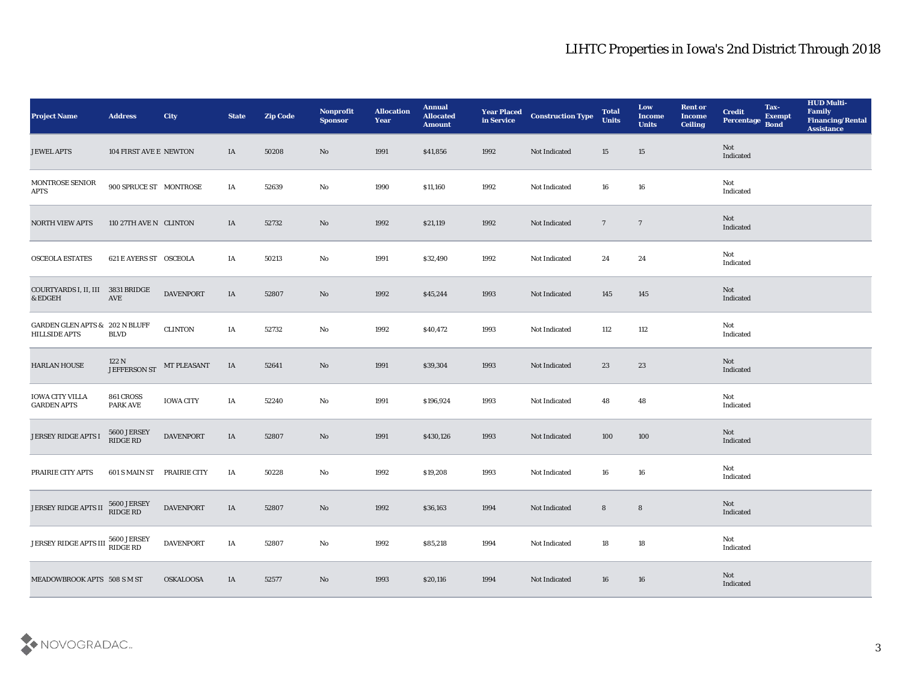# LIHTC Properties in Iowa's 2nd District Through 2018

| Project Name | Address | City | State | Zip Code | Nonprofit Sponsor | Allocation Year | Annual Allocated Amount | Year Placed in Service | Construction Type | Total Units | Low Income Units | Rent or Income Ceiling | Credit Percentage | Tax-Exempt Bond | HUD Multi-Family Financing/Rental Assistance |
|---|---|---|---|---|---|---|---|---|---|---|---|---|---|---|---|
| JEWEL APTS | 104 FIRST AVE E | NEWTON | IA | 50208 | No | 1991 | $41,856 | 1992 | Not Indicated | 15 | 15 | | Not Indicated | | |
| MONTROSE SENIOR APTS | 900 SPRUCE ST | MONTROSE | IA | 52639 | No | 1990 | $11,160 | 1992 | Not Indicated | 16 | 16 | | Not Indicated | | |
| NORTH VIEW APTS | 110 27TH AVE N | CLINTON | IA | 52732 | No | 1992 | $21,119 | 1992 | Not Indicated | 7 | 7 | | Not Indicated | | |
| OSCEOLA ESTATES | 621 E AYERS ST | OSCEOLA | IA | 50213 | No | 1991 | $32,490 | 1992 | Not Indicated | 24 | 24 | | Not Indicated | | |
| COURTYARDS I, II, III & EDGEH | 3831 BRIDGE AVE | DAVENPORT | IA | 52807 | No | 1992 | $45,244 | 1993 | Not Indicated | 145 | 145 | | Not Indicated | | |
| GARDEN GLEN APTS & HILLSIDE APTS | 202 N BLUFF BLVD | CLINTON | IA | 52732 | No | 1992 | $40,472 | 1993 | Not Indicated | 112 | 112 | | Not Indicated | | |
| HARLAN HOUSE | 122 N JEFFERSON ST | MT PLEASANT | IA | 52641 | No | 1991 | $39,304 | 1993 | Not Indicated | 23 | 23 | | Not Indicated | | |
| IOWA CITY VILLA GARDEN APTS | 861 CROSS PARK AVE | IOWA CITY | IA | 52240 | No | 1991 | $196,924 | 1993 | Not Indicated | 48 | 48 | | Not Indicated | | |
| JERSEY RIDGE APTS I | 5600 JERSEY RIDGE RD | DAVENPORT | IA | 52807 | No | 1991 | $430,126 | 1993 | Not Indicated | 100 | 100 | | Not Indicated | | |
| PRAIRIE CITY APTS | 601 S MAIN ST | PRAIRIE CITY | IA | 50228 | No | 1992 | $19,208 | 1993 | Not Indicated | 16 | 16 | | Not Indicated | | |
| JERSEY RIDGE APTS II | 5600 JERSEY RIDGE RD | DAVENPORT | IA | 52807 | No | 1992 | $36,163 | 1994 | Not Indicated | 8 | 8 | | Not Indicated | | |
| JERSEY RIDGE APTS III | 5600 JERSEY RIDGE RD | DAVENPORT | IA | 52807 | No | 1992 | $85,218 | 1994 | Not Indicated | 18 | 18 | | Not Indicated | | |
| MEADOWBROOK APTS | 508 S M ST | OSKALOOSA | IA | 52577 | No | 1993 | $20,116 | 1994 | Not Indicated | 16 | 16 | | Not Indicated | | |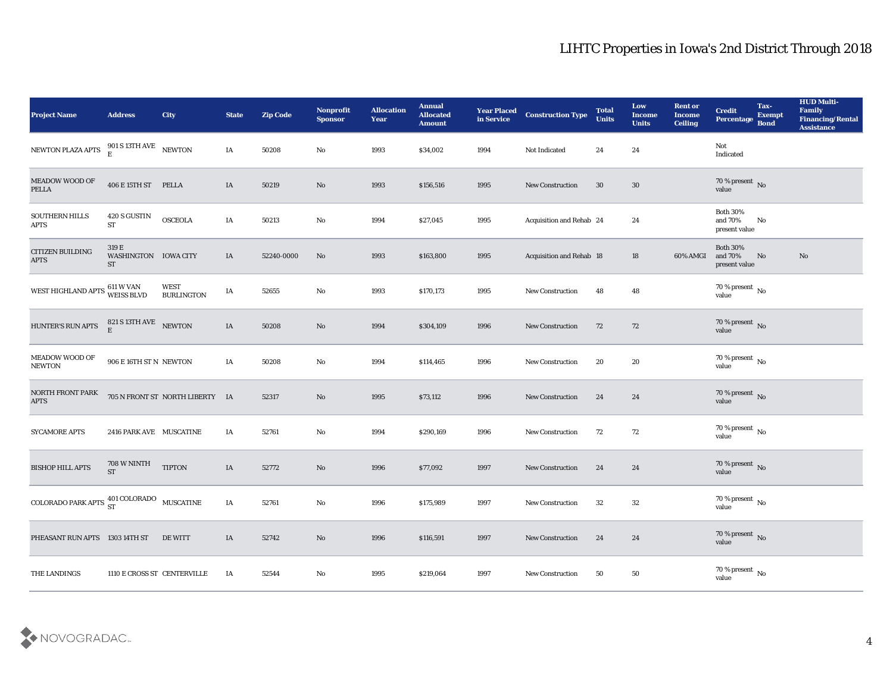# LIHTC Properties in Iowa's 2nd District Through 2018

| Project Name | Address | City | State | Zip Code | Nonprofit Sponsor | Allocation Year | Annual Allocated Amount | Year Placed in Service | Construction Type | Total Units | Low Income Units | Rent or Income Ceiling | Credit Percentage | Tax-Exempt Bond | HUD Multi-Family Financing/Rental Assistance |
|---|---|---|---|---|---|---|---|---|---|---|---|---|---|---|---|
| NEWTON PLAZA APTS | 901 S 13TH AVE E | NEWTON | IA | 50208 | No | 1993 | $34,002 | 1994 | Not Indicated | 24 | 24 | | Not Indicated | | |
| MEADOW WOOD OF PELLA | 406 E 15TH ST | PELLA | IA | 50219 | No | 1993 | $156,516 | 1995 | New Construction | 30 | 30 | | 70 % present value | No | |
| SOUTHERN HILLS APTS | 420 S GUSTIN ST | OSCEOLA | IA | 50213 | No | 1994 | $27,045 | 1995 | Acquisition and Rehab | 24 | 24 | | Both 30% and 70% present value | No | |
| CITIZEN BUILDING APTS | 319 E WASHINGTON ST | IOWA CITY | IA | 52240-0000 | No | 1993 | $163,800 | 1995 | Acquisition and Rehab | 18 | 18 | 60% AMGI | Both 30% and 70% present value | No | No |
| WEST HIGHLAND APTS | 611 W VAN WEISS BLVD | WEST BURLINGTON | IA | 52655 | No | 1993 | $170,173 | 1995 | New Construction | 48 | 48 | | 70 % present value | No | |
| HUNTER'S RUN APTS | 821 S 13TH AVE E | NEWTON | IA | 50208 | No | 1994 | $304,109 | 1996 | New Construction | 72 | 72 | | 70 % present value | No | |
| MEADOW WOOD OF NEWTON | 906 E 16TH ST N | NEWTON | IA | 50208 | No | 1994 | $114,465 | 1996 | New Construction | 20 | 20 | | 70 % present value | No | |
| NORTH FRONT PARK APTS | 705 N FRONT ST | NORTH LIBERTY | IA | 52317 | No | 1995 | $73,112 | 1996 | New Construction | 24 | 24 | | 70 % present value | No | |
| SYCAMORE APTS | 2416 PARK AVE | MUSCATINE | IA | 52761 | No | 1994 | $290,169 | 1996 | New Construction | 72 | 72 | | 70 % present value | No | |
| BISHOP HILL APTS | 708 W NINTH ST | TIPTON | IA | 52772 | No | 1996 | $77,092 | 1997 | New Construction | 24 | 24 | | 70 % present value | No | |
| COLORADO PARK APTS | 401 COLORADO ST | MUSCATINE | IA | 52761 | No | 1996 | $175,989 | 1997 | New Construction | 32 | 32 | | 70 % present value | No | |
| PHEASANT RUN APTS | 1303 14TH ST | DE WITT | IA | 52742 | No | 1996 | $116,591 | 1997 | New Construction | 24 | 24 | | 70 % present value | No | |
| THE LANDINGS | 1110 E CROSS ST | CENTERVILLE | IA | 52544 | No | 1995 | $219,064 | 1997 | New Construction | 50 | 50 | | 70 % present value | No | |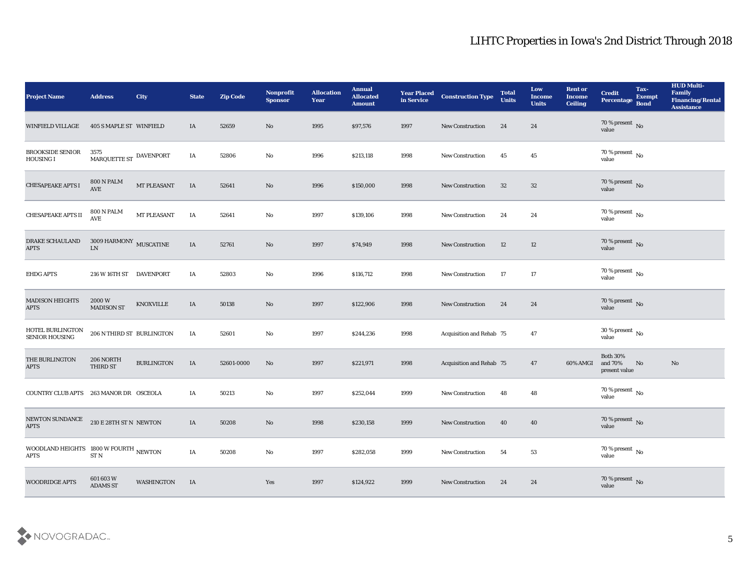# LIHTC Properties in Iowa's 2nd District Through 2018

| Project Name | Address | City | State | Zip Code | Nonprofit Sponsor | Allocation Year | Annual Allocated Amount | Year Placed in Service | Construction Type | Total Units | Low Income Units | Rent or Income Ceiling | Credit Percentage | Tax-Exempt Bond | HUD Multi-Family Financing/Rental Assistance |
|---|---|---|---|---|---|---|---|---|---|---|---|---|---|---|---|
| WINFIELD VILLAGE | 405 S MAPLE ST | WINFIELD | IA | 52659 | No | 1995 | $97,576 | 1997 | New Construction | 24 | 24 | | 70 % present value | No | |
| BROOKSIDE SENIOR HOUSING I | 3575 MARQUETTE ST | DAVENPORT | IA | 52806 | No | 1996 | $213,118 | 1998 | New Construction | 45 | 45 | | 70 % present value | No | |
| CHESAPEAKE APTS I | 800 N PALM AVE | MT PLEASANT | IA | 52641 | No | 1996 | $150,000 | 1998 | New Construction | 32 | 32 | | 70 % present value | No | |
| CHESAPEAKE APTS II | 800 N PALM AVE | MT PLEASANT | IA | 52641 | No | 1997 | $139,106 | 1998 | New Construction | 24 | 24 | | 70 % present value | No | |
| DRAKE SCHAULAND APTS | 3009 HARMONY LN | MUSCATINE | IA | 52761 | No | 1997 | $74,949 | 1998 | New Construction | 12 | 12 | | 70 % present value | No | |
| EHDG APTS | 216 W 16TH ST | DAVENPORT | IA | 52803 | No | 1996 | $116,712 | 1998 | New Construction | 17 | 17 | | 70 % present value | No | |
| MADISON HEIGHTS APTS | 2000 W MADISON ST | KNOXVILLE | IA | 50138 | No | 1997 | $122,906 | 1998 | New Construction | 24 | 24 | | 70 % present value | No | |
| HOTEL BURLINGTON SENIOR HOUSING | 206 N THIRD ST | BURLINGTON | IA | 52601 | No | 1997 | $244,236 | 1998 | Acquisition and Rehab | 75 | 47 | | 30 % present value | No | |
| THE BURLINGTON APTS | 206 NORTH THIRD ST | BURLINGTON | IA | 52601-0000 | No | 1997 | $221,971 | 1998 | Acquisition and Rehab | 75 | 47 | 60% AMGI | Both 30% and 70% present value | No | No |
| COUNTRY CLUB APTS | 263 MANOR DR | OSCEOLA | IA | 50213 | No | 1997 | $252,044 | 1999 | New Construction | 48 | 48 | | 70 % present value | No | |
| NEWTON SUNDANCE APTS | 210 E 28TH ST N | NEWTON | IA | 50208 | No | 1998 | $230,158 | 1999 | New Construction | 40 | 40 | | 70 % present value | No | |
| WOODLAND HEIGHTS APTS | 1800 W FOURTH ST N | NEWTON | IA | 50208 | No | 1997 | $282,058 | 1999 | New Construction | 54 | 53 | | 70 % present value | No | |
| WOODRIDGE APTS | 601 603 W ADAMS ST | WASHINGTON | IA | | Yes | 1997 | $124,922 | 1999 | New Construction | 24 | 24 | | 70 % present value | No | |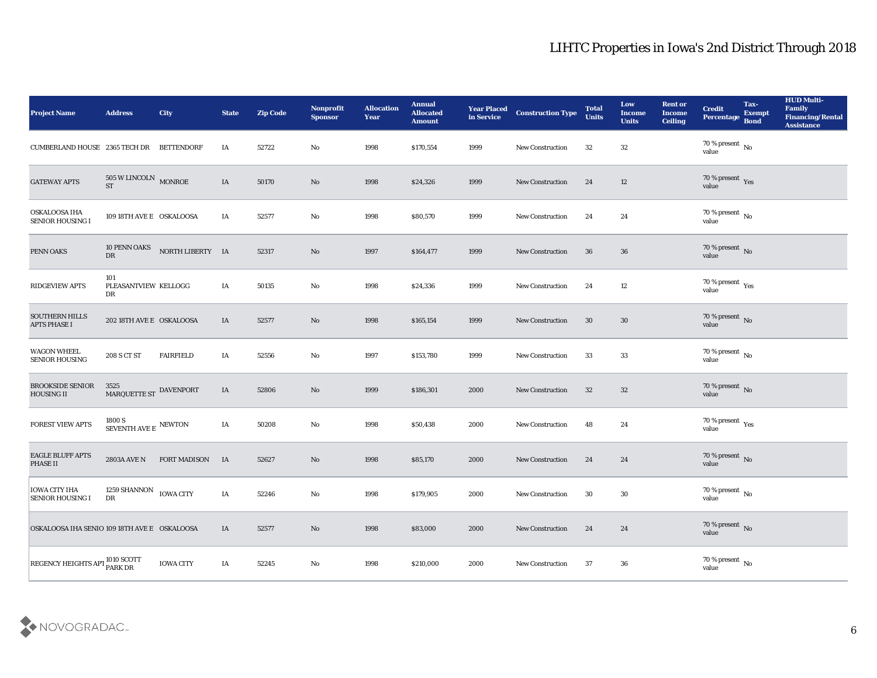# LIHTC Properties in Iowa's 2nd District Through 2018

| Project Name | Address | City | State | Zip Code | Nonprofit Sponsor | Allocation Year | Annual Allocated Amount | Year Placed in Service | Construction Type | Total Units | Low Income Units | Rent or Income Ceiling | Credit Percentage | Tax-Exempt Bond | HUD Multi-Family Financing/Rental Assistance |
|---|---|---|---|---|---|---|---|---|---|---|---|---|---|---|---|
| CUMBERLAND HOUSE | 2365 TECH DR | BETTENDORF | IA | 52722 | No | 1998 | $170,554 | 1999 | New Construction | 32 | 32 | | 70 % present value | No | |
| GATEWAY APTS | 505 W LINCOLN ST | MONROE | IA | 50170 | No | 1998 | $24,326 | 1999 | New Construction | 24 | 12 | | 70 % present value | Yes | |
| OSKALOOSA IHA SENIOR HOUSING I | 109 18TH AVE E | OSKALOOSA | IA | 52577 | No | 1998 | $80,570 | 1999 | New Construction | 24 | 24 | | 70 % present value | No | |
| PENN OAKS | 10 PENN OAKS DR | NORTH LIBERTY | IA | 52317 | No | 1997 | $164,477 | 1999 | New Construction | 36 | 36 | | 70 % present value | No | |
| RIDGEVIEW APTS | 101 PLEASANTVIEW DR | KELLOGG | IA | 50135 | No | 1998 | $24,336 | 1999 | New Construction | 24 | 12 | | 70 % present value | Yes | |
| SOUTHERN HILLS APTS PHASE I | 202 18TH AVE E | OSKALOOSA | IA | 52577 | No | 1998 | $165,154 | 1999 | New Construction | 30 | 30 | | 70 % present value | No | |
| WAGON WHEEL SENIOR HOUSING | 208 S CT ST | FAIRFIELD | IA | 52556 | No | 1997 | $153,780 | 1999 | New Construction | 33 | 33 | | 70 % present value | No | |
| BROOKSIDE SENIOR HOUSING II | 3525 MARQUETTE ST | DAVENPORT | IA | 52806 | No | 1999 | $186,301 | 2000 | New Construction | 32 | 32 | | 70 % present value | No | |
| FOREST VIEW APTS | 1800 S SEVENTH AVE E | NEWTON | IA | 50208 | No | 1998 | $50,438 | 2000 | New Construction | 48 | 24 | | 70 % present value | Yes | |
| EAGLE BLUFF APTS PHASE II | 2803A AVE N | FORT MADISON | IA | 52627 | No | 1998 | $85,170 | 2000 | New Construction | 24 | 24 | | 70 % present value | No | |
| IOWA CITY IHA SENIOR HOUSING I | 1259 SHANNON DR | IOWA CITY | IA | 52246 | No | 1998 | $179,905 | 2000 | New Construction | 30 | 30 | | 70 % present value | No | |
| OSKALOOSA IHA SENIO | 109 18TH AVE E | OSKALOOSA | IA | 52577 | No | 1998 | $83,000 | 2000 | New Construction | 24 | 24 | | 70 % present value | No | |
| REGENCY HEIGHTS APT | 1010 SCOTT PARK DR | IOWA CITY | IA | 52245 | No | 1998 | $210,000 | 2000 | New Construction | 37 | 36 | | 70 % present value | No | |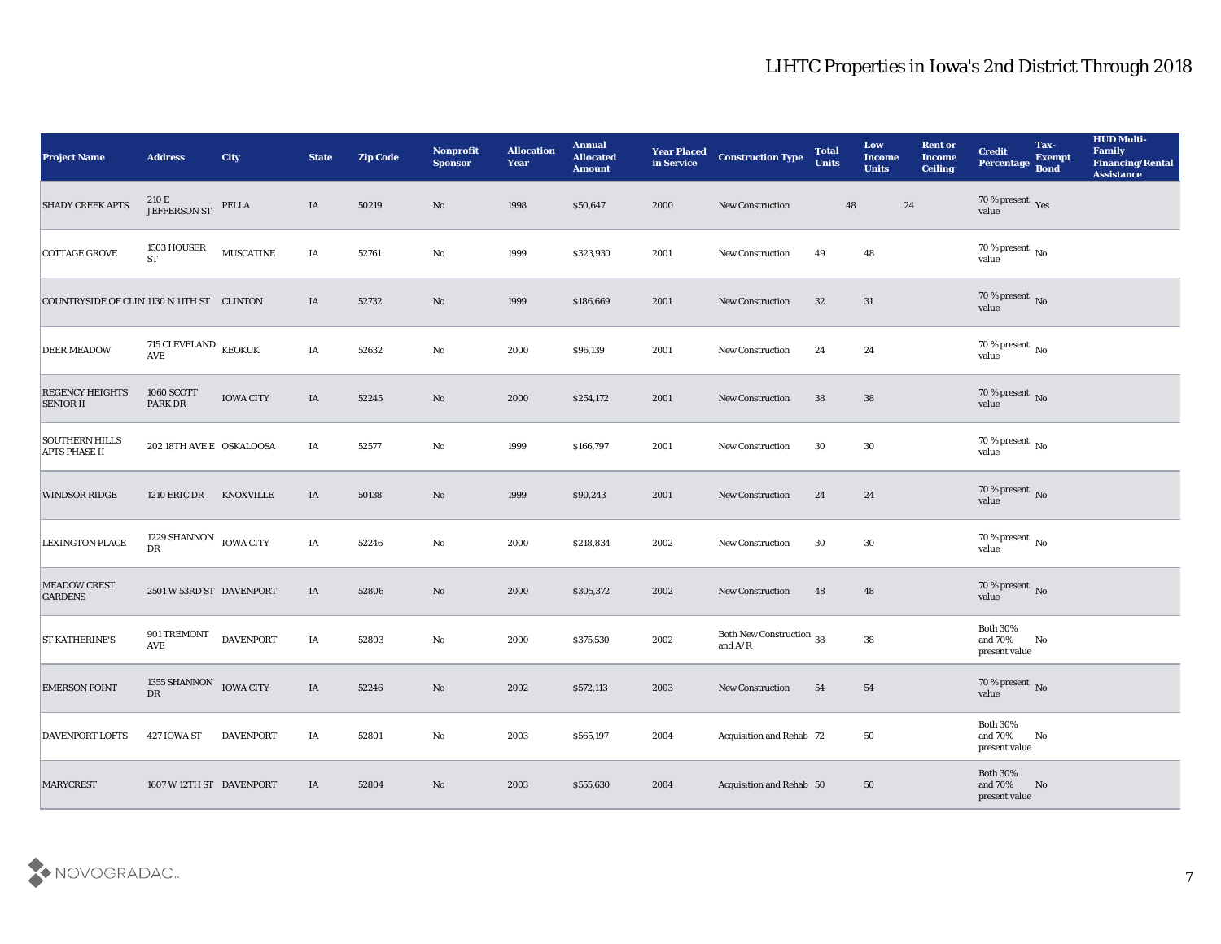| Project Name | Address | City | State | Zip Code | Nonprofit Sponsor | Allocation Year | Annual Allocated Amount | Year Placed in Service | Construction Type | Total Units | Low Income Units | Rent or Income Ceiling | Credit Percentage | Tax-Exempt Bond | HUD Multi-Family Financing/Rental Assistance |
|---|---|---|---|---|---|---|---|---|---|---|---|---|---|---|---|
| SHADY CREEK APTS | 210 E JEFFERSON ST | PELLA | IA | 50219 | No | 1998 | $50,647 | 2000 | New Construction | 48 | 24 | | 70 % present value | Yes | |
| COTTAGE GROVE | 1503 HOUSER ST | MUSCATINE | IA | 52761 | No | 1999 | $323,930 | 2001 | New Construction | 49 | 48 | | 70 % present value | No | |
| COUNTRYSIDE OF CLIN | 1130 N 11TH ST | CLINTON | IA | 52732 | No | 1999 | $186,669 | 2001 | New Construction | 32 | 31 | | 70 % present value | No | |
| DEER MEADOW | 715 CLEVELAND AVE | KEOKUK | IA | 52632 | No | 2000 | $96,139 | 2001 | New Construction | 24 | 24 | | 70 % present value | No | |
| REGENCY HEIGHTS SENIOR II | 1060 SCOTT PARK DR | IOWA CITY | IA | 52245 | No | 2000 | $254,172 | 2001 | New Construction | 38 | 38 | | 70 % present value | No | |
| SOUTHERN HILLS APTS PHASE II | 202 18TH AVE E | OSKALOOSA | IA | 52577 | No | 1999 | $166,797 | 2001 | New Construction | 30 | 30 | | 70 % present value | No | |
| WINDSOR RIDGE | 1210 ERIC DR | KNOXVILLE | IA | 50138 | No | 1999 | $90,243 | 2001 | New Construction | 24 | 24 | | 70 % present value | No | |
| LEXINGTON PLACE | 1229 SHANNON DR | IOWA CITY | IA | 52246 | No | 2000 | $218,834 | 2002 | New Construction | 30 | 30 | | 70 % present value | No | |
| MEADOW CREST GARDENS | 2501 W 53RD ST | DAVENPORT | IA | 52806 | No | 2000 | $305,372 | 2002 | New Construction | 48 | 48 | | 70 % present value | No | |
| ST KATHERINE'S | 901 TREMONT AVE | DAVENPORT | IA | 52803 | No | 2000 | $375,530 | 2002 | Both New Construction and A/R | 38 | 38 | | Both 30% and 70% present value | No | |
| EMERSON POINT | 1355 SHANNON DR | IOWA CITY | IA | 52246 | No | 2002 | $572,113 | 2003 | New Construction | 54 | 54 | | 70 % present value | No | |
| DAVENPORT LOFTS | 427 IOWA ST | DAVENPORT | IA | 52801 | No | 2003 | $565,197 | 2004 | Acquisition and Rehab | 72 | 50 | | Both 30% and 70% present value | No | |
| MARYCREST | 1607 W 12TH ST | DAVENPORT | IA | 52804 | No | 2003 | $555,630 | 2004 | Acquisition and Rehab | 50 | 50 | | Both 30% and 70% present value | No | |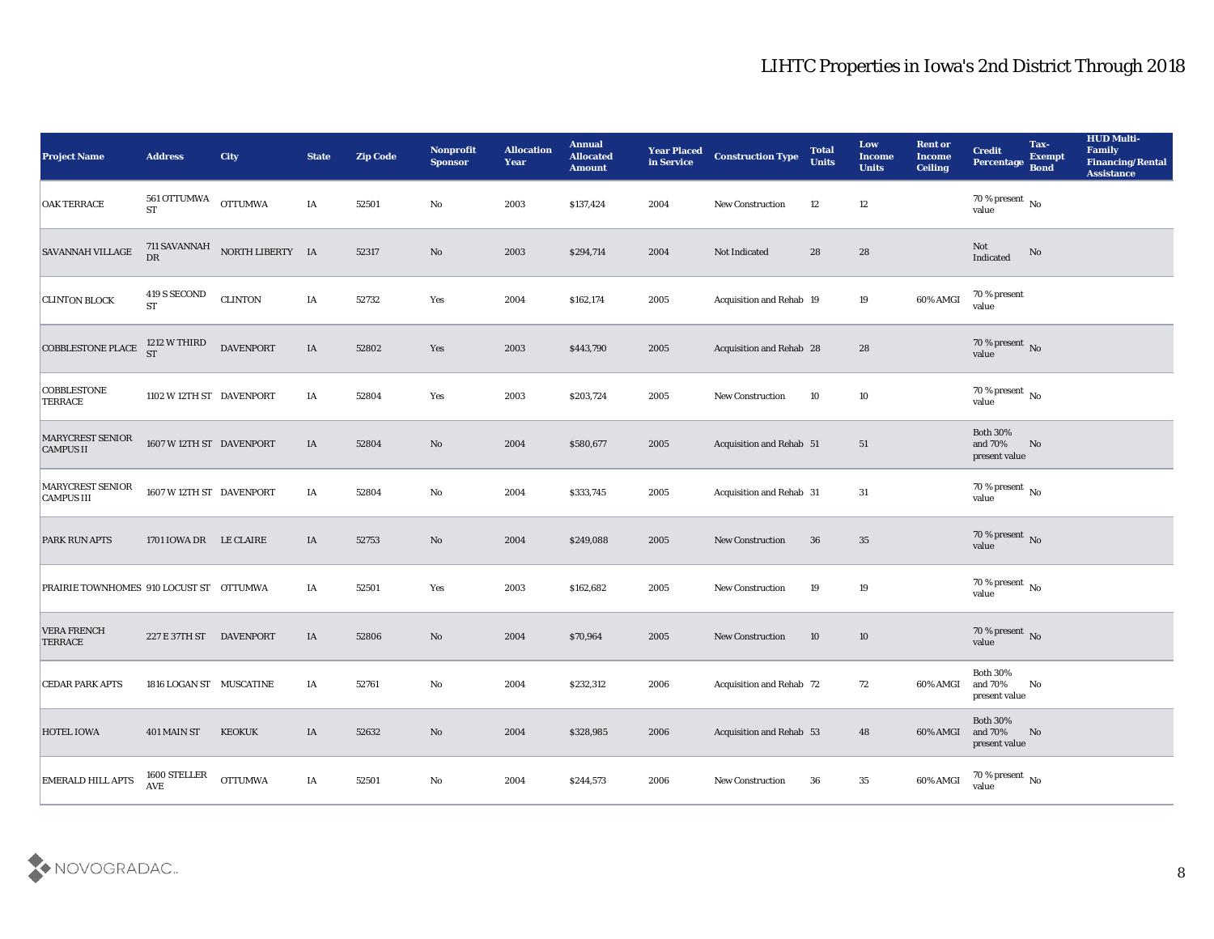# LIHTC Properties in Iowa's 2nd District Through 2018

| Project Name | Address | City | State | Zip Code | Nonprofit Sponsor | Allocation Year | Annual Allocated Amount | Year Placed in Service | Construction Type | Total Units | Low Income Units | Rent or Income Ceiling | Credit Percentage | Tax-Exempt Bond | HUD Multi-Family Financing/Rental Assistance |
|---|---|---|---|---|---|---|---|---|---|---|---|---|---|---|---|
| OAK TERRACE | 561 OTTUMWA ST | OTTUMWA | IA | 52501 | No | 2003 | $137,424 | 2004 | New Construction | 12 | 12 | | 70 % present value | No | |
| SAVANNAH VILLAGE | 711 SAVANNAH DR | NORTH LIBERTY | IA | 52317 | No | 2003 | $294,714 | 2004 | Not Indicated | 28 | 28 | | Not Indicated | No | |
| CLINTON BLOCK | 419 S SECOND ST | CLINTON | IA | 52732 | Yes | 2004 | $162,174 | 2005 | Acquisition and Rehab | 19 | 19 | 60% AMGI | 70 % present value | | |
| COBBLESTONE PLACE | 1212 W THIRD ST | DAVENPORT | IA | 52802 | Yes | 2003 | $443,790 | 2005 | Acquisition and Rehab | 28 | 28 | | 70 % present value | No | |
| COBBLESTONE TERRACE | 1102 W 12TH ST | DAVENPORT | IA | 52804 | Yes | 2003 | $203,724 | 2005 | New Construction | 10 | 10 | | 70 % present value | No | |
| MARYCREST SENIOR CAMPUS II | 1607 W 12TH ST | DAVENPORT | IA | 52804 | No | 2004 | $580,677 | 2005 | Acquisition and Rehab | 51 | 51 | | Both 30% and 70% present value | No | |
| MARYCREST SENIOR CAMPUS III | 1607 W 12TH ST | DAVENPORT | IA | 52804 | No | 2004 | $333,745 | 2005 | Acquisition and Rehab | 31 | 31 | | 70 % present value | No | |
| PARK RUN APTS | 1701 IOWA DR | LE CLAIRE | IA | 52753 | No | 2004 | $249,088 | 2005 | New Construction | 36 | 35 | | 70 % present value | No | |
| PRAIRIE TOWNHOMES | 910 LOCUST ST | OTTUMWA | IA | 52501 | Yes | 2003 | $162,682 | 2005 | New Construction | 19 | 19 | | 70 % present value | No | |
| VERA FRENCH TERRACE | 227 E 37TH ST | DAVENPORT | IA | 52806 | No | 2004 | $70,964 | 2005 | New Construction | 10 | 10 | | 70 % present value | No | |
| CEDAR PARK APTS | 1816 LOGAN ST | MUSCATINE | IA | 52761 | No | 2004 | $232,312 | 2006 | Acquisition and Rehab | 72 | 72 | 60% AMGI | Both 30% and 70% present value | No | |
| HOTEL IOWA | 401 MAIN ST | KEOKUK | IA | 52632 | No | 2004 | $328,985 | 2006 | Acquisition and Rehab | 53 | 48 | 60% AMGI | Both 30% and 70% present value | No | |
| EMERALD HILL APTS | 1600 STELLER AVE | OTTUMWA | IA | 52501 | No | 2004 | $244,573 | 2006 | New Construction | 36 | 35 | 60% AMGI | 70 % present value | No | |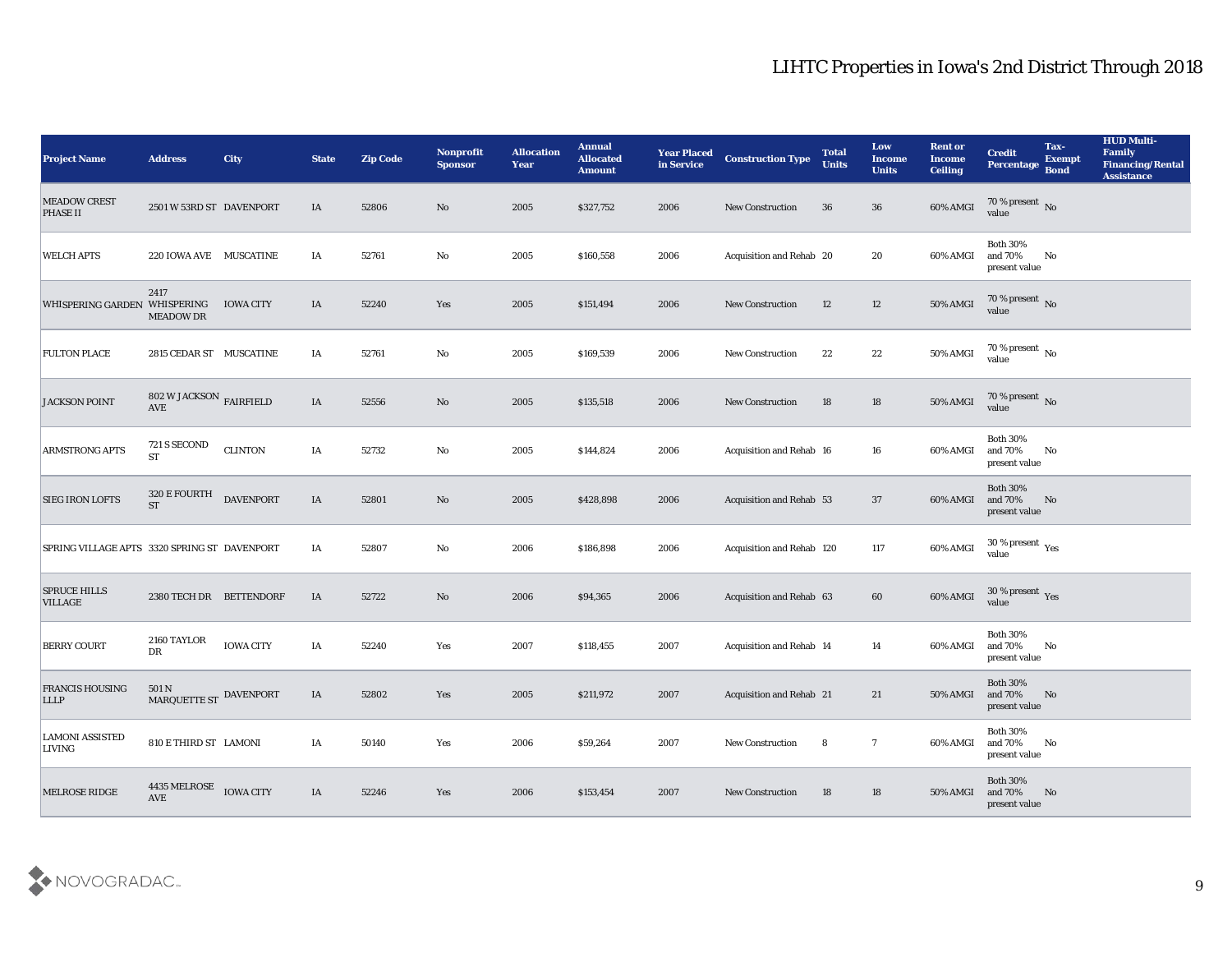# LIHTC Properties in Iowa's 2nd District Through 2018

| Project Name | Address | City | State | Zip Code | Nonprofit Sponsor | Allocation Year | Annual Allocated Amount | Year Placed in Service | Construction Type | Total Units | Low Income Units | Rent or Income Ceiling | Credit Percentage | Tax-Exempt Bond | HUD Multi-Family Financing/Rental Assistance |
|---|---|---|---|---|---|---|---|---|---|---|---|---|---|---|---|
| MEADOW CREST PHASE II | 2501 W 53RD ST | DAVENPORT | IA | 52806 | No | 2005 | $327,752 | 2006 | New Construction | 36 | 36 | 60% AMGI | 70 % present value | No | |
| WELCH APTS | 220 IOWA AVE | MUSCATINE | IA | 52761 | No | 2005 | $160,558 | 2006 | Acquisition and Rehab | 20 | 20 | 60% AMGI | Both 30% and 70% present value | No | |
| WHISPERING GARDEN | 2417 WHISPERING MEADOW DR | IOWA CITY | IA | 52240 | Yes | 2005 | $151,494 | 2006 | New Construction | 12 | 12 | 50% AMGI | 70 % present value | No | |
| FULTON PLACE | 2815 CEDAR ST | MUSCATINE | IA | 52761 | No | 2005 | $169,539 | 2006 | New Construction | 22 | 22 | 50% AMGI | 70 % present value | No | |
| JACKSON POINT | 802 W JACKSON AVE | FAIRFIELD | IA | 52556 | No | 2005 | $135,518 | 2006 | New Construction | 18 | 18 | 50% AMGI | 70 % present value | No | |
| ARMSTRONG APTS | 721 S SECOND ST | CLINTON | IA | 52732 | No | 2005 | $144,824 | 2006 | Acquisition and Rehab | 16 | 16 | 60% AMGI | Both 30% and 70% present value | No | |
| SIEG IRON LOFTS | 320 E FOURTH ST | DAVENPORT | IA | 52801 | No | 2005 | $428,898 | 2006 | Acquisition and Rehab | 53 | 37 | 60% AMGI | Both 30% and 70% present value | No | |
| SPRING VILLAGE APTS | 3320 SPRING ST | DAVENPORT | IA | 52807 | No | 2006 | $186,898 | 2006 | Acquisition and Rehab | 120 | 117 | 60% AMGI | 30 % present value | Yes | |
| SPRUCE HILLS VILLAGE | 2380 TECH DR | BETTENDORF | IA | 52722 | No | 2006 | $94,365 | 2006 | Acquisition and Rehab | 63 | 60 | 60% AMGI | 30 % present value | Yes | |
| BERRY COURT | 2160 TAYLOR DR | IOWA CITY | IA | 52240 | Yes | 2007 | $118,455 | 2007 | Acquisition and Rehab | 14 | 14 | 60% AMGI | Both 30% and 70% present value | No | |
| FRANCIS HOUSING LLLP | 501 N MARQUETTE ST | DAVENPORT | IA | 52802 | Yes | 2005 | $211,972 | 2007 | Acquisition and Rehab | 21 | 21 | 50% AMGI | Both 30% and 70% present value | No | |
| LAMONI ASSISTED LIVING | 810 E THIRD ST | LAMONI | IA | 50140 | Yes | 2006 | $59,264 | 2007 | New Construction | 8 | 7 | 60% AMGI | Both 30% and 70% present value | No | |
| MELROSE RIDGE | 4435 MELROSE AVE | IOWA CITY | IA | 52246 | Yes | 2006 | $153,454 | 2007 | New Construction | 18 | 18 | 50% AMGI | Both 30% and 70% present value | No | |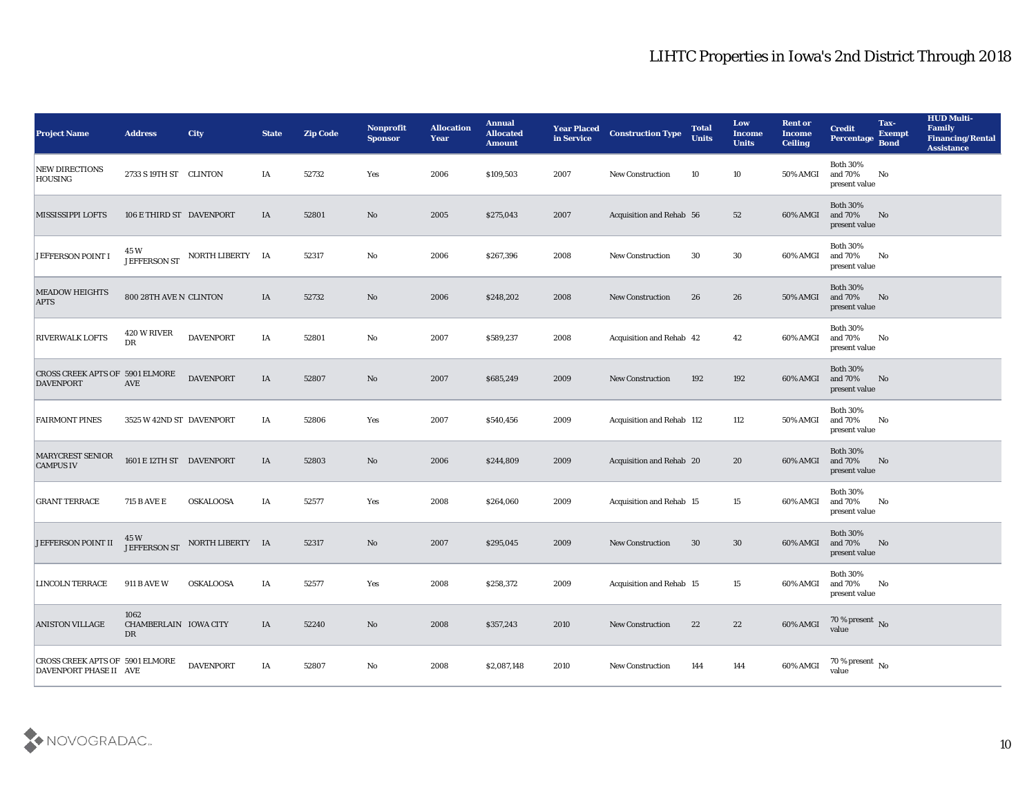# LIHTC Properties in Iowa's 2nd District Through 2018

| Project Name | Address | City | State | Zip Code | Nonprofit Sponsor | Allocation Year | Annual Allocated Amount | Year Placed in Service | Construction Type | Total Units | Low Income Units | Rent or Income Ceiling | Credit Percentage | Tax-Exempt Bond | HUD Multi-Family Financing/Rental Assistance |
|---|---|---|---|---|---|---|---|---|---|---|---|---|---|---|---|
| NEW DIRECTIONS HOUSING | 2733 S 19TH ST | CLINTON | IA | 52732 | Yes | 2006 | $109,503 | 2007 | New Construction | 10 | 10 | 50% AMGI | Both 30% and 70% present value | No | |
| MISSISSIPPI LOFTS | 106 E THIRD ST | DAVENPORT | IA | 52801 | No | 2005 | $275,043 | 2007 | Acquisition and Rehab | 56 | 52 | 60% AMGI | Both 30% and 70% present value | No | |
| JEFFERSON POINT I | 45 W JEFFERSON ST | NORTH LIBERTY | IA | 52317 | No | 2006 | $267,396 | 2008 | New Construction | 30 | 30 | 60% AMGI | Both 30% and 70% present value | No | |
| MEADOW HEIGHTS APTS | 800 28TH AVE N | CLINTON | IA | 52732 | No | 2006 | $248,202 | 2008 | New Construction | 26 | 26 | 50% AMGI | Both 30% and 70% present value | No | |
| RIVERWALK LOFTS | 420 W RIVER DR | DAVENPORT | IA | 52801 | No | 2007 | $589,237 | 2008 | Acquisition and Rehab | 42 | 42 | 60% AMGI | Both 30% and 70% present value | No | |
| CROSS CREEK APTS OF DAVENPORT | 5901 ELMORE AVE | DAVENPORT | IA | 52807 | No | 2007 | $685,249 | 2009 | New Construction | 192 | 192 | 60% AMGI | Both 30% and 70% present value | No | |
| FAIRMONT PINES | 3525 W 42ND ST | DAVENPORT | IA | 52806 | Yes | 2007 | $540,456 | 2009 | Acquisition and Rehab | 112 | 112 | 50% AMGI | Both 30% and 70% present value | No | |
| MARYCREST SENIOR CAMPUS IV | 1601 E 12TH ST | DAVENPORT | IA | 52803 | No | 2006 | $244,809 | 2009 | Acquisition and Rehab | 20 | 20 | 60% AMGI | Both 30% and 70% present value | No | |
| GRANT TERRACE | 715 B AVE E | OSKALOOSA | IA | 52577 | Yes | 2008 | $264,060 | 2009 | Acquisition and Rehab | 15 | 15 | 60% AMGI | Both 30% and 70% present value | No | |
| JEFFERSON POINT II | 45 W JEFFERSON ST | NORTH LIBERTY | IA | 52317 | No | 2007 | $295,045 | 2009 | New Construction | 30 | 30 | 60% AMGI | Both 30% and 70% present value | No | |
| LINCOLN TERRACE | 911 B AVE W | OSKALOOSA | IA | 52577 | Yes | 2008 | $258,372 | 2009 | Acquisition and Rehab | 15 | 15 | 60% AMGI | Both 30% and 70% present value | No | |
| ANISTON VILLAGE | 1062 CHAMBERLAIN DR | IOWA CITY | IA | 52240 | No | 2008 | $357,243 | 2010 | New Construction | 22 | 22 | 60% AMGI | 70 % present value | No | |
| CROSS CREEK APTS OF DAVENPORT PHASE II | 5901 ELMORE AVE | DAVENPORT | IA | 52807 | No | 2008 | $2,087,148 | 2010 | New Construction | 144 | 144 | 60% AMGI | 70 % present value | No | |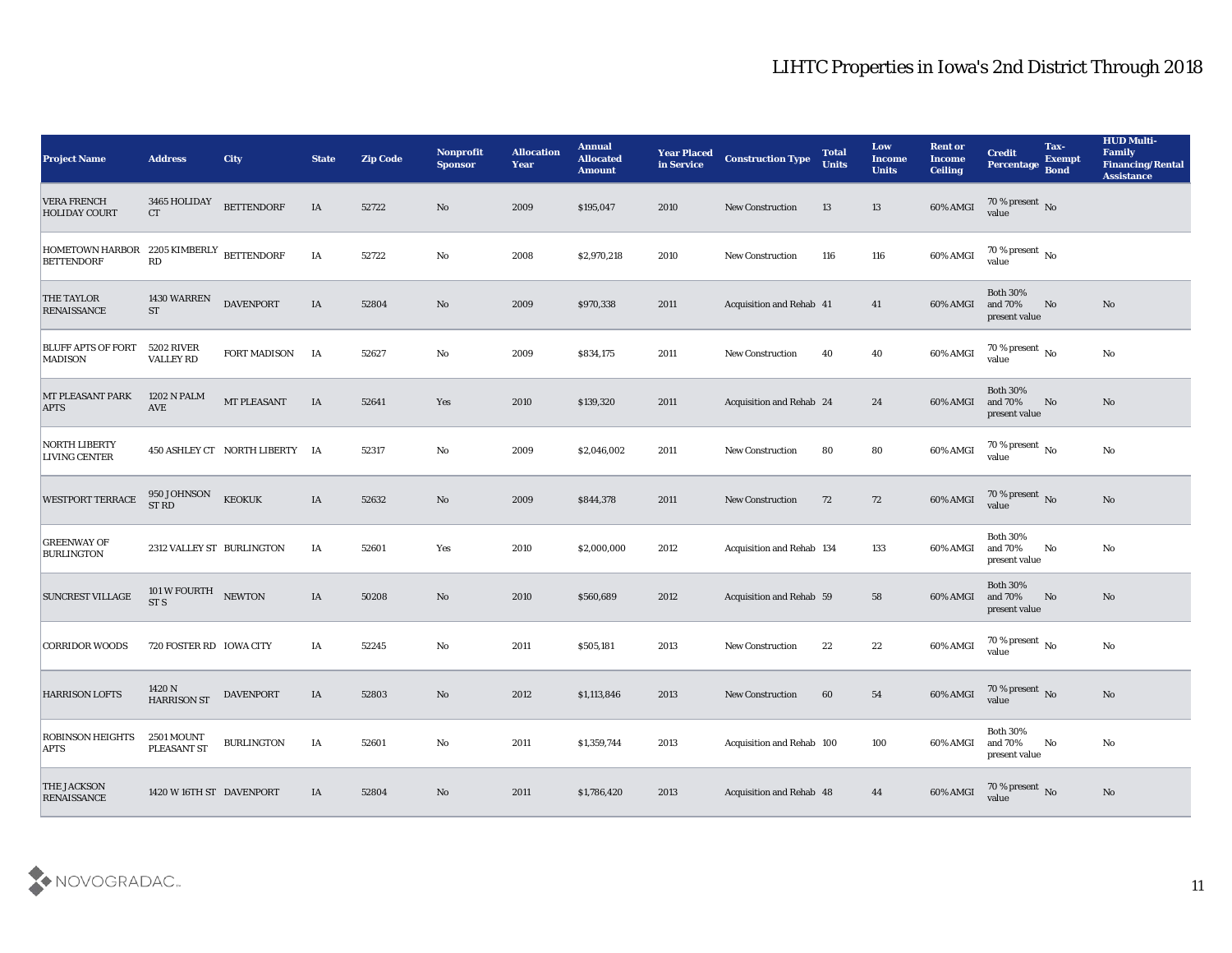# LIHTC Properties in Iowa's 2nd District Through 2018

| Project Name | Address | City | State | Zip Code | Nonprofit Sponsor | Allocation Year | Annual Allocated Amount | Year Placed in Service | Construction Type | Total Units | Low Income Units | Rent or Income Ceiling | Credit Percentage | Tax-Exempt Bond | HUD Multi-Family Financing/Rental Assistance |
|---|---|---|---|---|---|---|---|---|---|---|---|---|---|---|---|
| VERA FRENCH HOLIDAY COURT | 3465 HOLIDAY CT | BETTENDORF | IA | 52722 | No | 2009 | $195,047 | 2010 | New Construction | 13 | 13 | 60% AMGI | 70 % present value | No | |
| HOMETOWN HARBOR BETTENDORF | 2205 KIMBERLY RD | BETTENDORF | IA | 52722 | No | 2008 | $2,970,218 | 2010 | New Construction | 116 | 116 | 60% AMGI | 70 % present value | No | |
| THE TAYLOR RENAISSANCE | 1430 WARREN ST | DAVENPORT | IA | 52804 | No | 2009 | $970,338 | 2011 | Acquisition and Rehab | 41 | 41 | 60% AMGI | Both 30% and 70% present value | No | No |
| BLUFF APTS OF FORT MADISON | 5202 RIVER VALLEY RD | FORT MADISON | IA | 52627 | No | 2009 | $834,175 | 2011 | New Construction | 40 | 40 | 60% AMGI | 70 % present value | No | No |
| MT PLEASANT PARK APTS | 1202 N PALM AVE | MT PLEASANT | IA | 52641 | Yes | 2010 | $139,320 | 2011 | Acquisition and Rehab | 24 | 24 | 60% AMGI | Both 30% and 70% present value | No | No |
| NORTH LIBERTY LIVING CENTER | 450 ASHLEY CT | NORTH LIBERTY | IA | 52317 | No | 2009 | $2,046,002 | 2011 | New Construction | 80 | 80 | 60% AMGI | 70 % present value | No | No |
| WESTPORT TERRACE | 950 JOHNSON ST RD | KEOKUK | IA | 52632 | No | 2009 | $844,378 | 2011 | New Construction | 72 | 72 | 60% AMGI | 70 % present value | No | No |
| GREENWAY OF BURLINGTON | 2312 VALLEY ST | BURLINGTON | IA | 52601 | Yes | 2010 | $2,000,000 | 2012 | Acquisition and Rehab | 134 | 133 | 60% AMGI | Both 30% and 70% present value | No | No |
| SUNCREST VILLAGE | 101 W FOURTH ST S | NEWTON | IA | 50208 | No | 2010 | $560,689 | 2012 | Acquisition and Rehab | 59 | 58 | 60% AMGI | Both 30% and 70% present value | No | No |
| CORRIDOR WOODS | 720 FOSTER RD | IOWA CITY | IA | 52245 | No | 2011 | $505,181 | 2013 | New Construction | 22 | 22 | 60% AMGI | 70 % present value | No | No |
| HARRISON LOFTS | 1420 N HARRISON ST | DAVENPORT | IA | 52803 | No | 2012 | $1,113,846 | 2013 | New Construction | 60 | 54 | 60% AMGI | 70 % present value | No | No |
| ROBINSON HEIGHTS APTS | 2501 MOUNT PLEASANT ST | BURLINGTON | IA | 52601 | No | 2011 | $1,359,744 | 2013 | Acquisition and Rehab | 100 | 100 | 60% AMGI | Both 30% and 70% present value | No | No |
| THE JACKSON RENAISSANCE | 1420 W 16TH ST | DAVENPORT | IA | 52804 | No | 2011 | $1,786,420 | 2013 | Acquisition and Rehab | 48 | 44 | 60% AMGI | 70 % present value | No | No |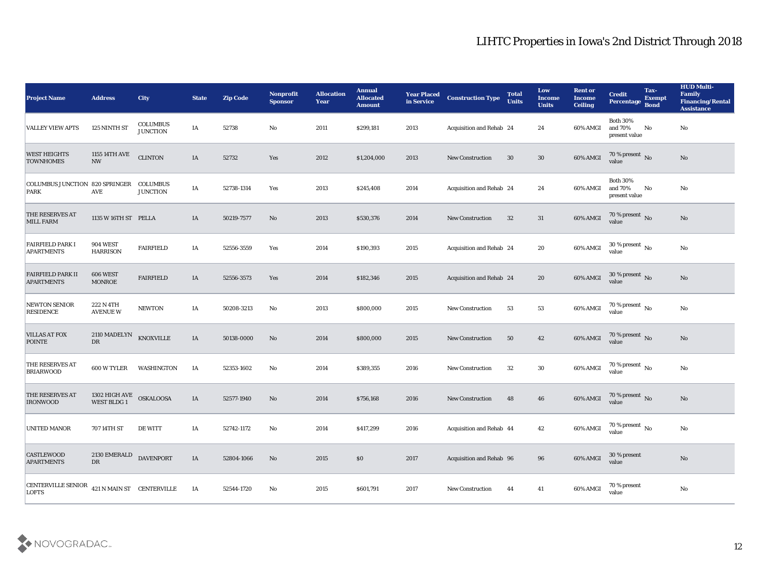# LIHTC Properties in Iowa's 2nd District Through 2018

| Project Name | Address | City | State | Zip Code | Nonprofit Sponsor | Allocation Year | Annual Allocated Amount | Year Placed in Service | Construction Type | Total Units | Low Income Units | Rent or Income Ceiling | Credit Percentage | Tax-Exempt Bond | HUD Multi-Family Financing/Rental Assistance |
|---|---|---|---|---|---|---|---|---|---|---|---|---|---|---|---|
| VALLEY VIEW APTS | 125 NINTH ST | COLUMBUS JUNCTION | IA | 52738 | No | 2011 | $299,181 | 2013 | Acquisition and Rehab | 24 | 24 | 60% AMGI | Both 30% and 70% present value | No | No |
| WEST HEIGHTS TOWNHOMES | 1155 14TH AVE NW | CLINTON | IA | 52732 | Yes | 2012 | $1,204,000 | 2013 | New Construction | 30 | 30 | 60% AMGI | 70 % present value | No | No |
| COLUMBUS JUNCTION PARK | 820 SPRINGER AVE | COLUMBUS JUNCTION | IA | 52738-1314 | Yes | 2013 | $245,408 | 2014 | Acquisition and Rehab | 24 | 24 | 60% AMGI | Both 30% and 70% present value | No | No |
| THE RESERVES AT MILL FARM | 1135 W 16TH ST | PELLA | IA | 50219-7577 | No | 2013 | $530,376 | 2014 | New Construction | 32 | 31 | 60% AMGI | 70 % present value | No | No |
| FAIRFIELD PARK I APARTMENTS | 904 WEST HARRISON | FAIRFIELD | IA | 52556-3559 | Yes | 2014 | $190,393 | 2015 | Acquisition and Rehab | 24 | 20 | 60% AMGI | 30 % present value | No | No |
| FAIRFIELD PARK II APARTMENTS | 606 WEST MONROE | FAIRFIELD | IA | 52556-3573 | Yes | 2014 | $182,346 | 2015 | Acquisition and Rehab | 24 | 20 | 60% AMGI | 30 % present value | No | No |
| NEWTON SENIOR RESIDENCE | 222 N 4TH AVENUE W | NEWTON | IA | 50208-3213 | No | 2013 | $800,000 | 2015 | New Construction | 53 | 53 | 60% AMGI | 70 % present value | No | No |
| VILLAS AT FOX POINTE | 2110 MADELYN DR | KNOXVILLE | IA | 50138-0000 | No | 2014 | $800,000 | 2015 | New Construction | 50 | 42 | 60% AMGI | 70 % present value | No | No |
| THE RESERVES AT BRIARWOOD | 600 W TYLER | WASHINGTON | IA | 52353-1602 | No | 2014 | $389,355 | 2016 | New Construction | 32 | 30 | 60% AMGI | 70 % present value | No | No |
| THE RESERVES AT IRONWOOD | 1302 HIGH AVE WEST BLDG 1 | OSKALOOSA | IA | 52577-1940 | No | 2014 | $756,168 | 2016 | New Construction | 48 | 46 | 60% AMGI | 70 % present value | No | No |
| UNITED MANOR | 707 14TH ST | DE WITT | IA | 52742-1172 | No | 2014 | $417,299 | 2016 | Acquisition and Rehab | 44 | 42 | 60% AMGI | 70 % present value | No | No |
| CASTLEWOOD APARTMENTS | 2130 EMERALD DR | DAVENPORT | IA | 52804-1066 | No | 2015 | $0 | 2017 | Acquisition and Rehab | 96 | 96 | 60% AMGI | 30 % present value | | No |
| CENTERVILLE SENIOR LOFTS | 421 N MAIN ST | CENTERVILLE | IA | 52544-1720 | No | 2015 | $601,791 | 2017 | New Construction | 44 | 41 | 60% AMGI | 70 % present value | | No |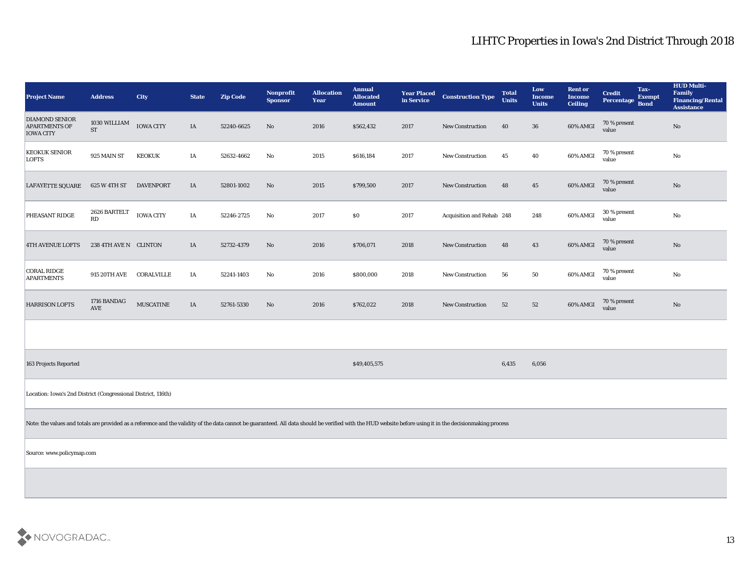# LIHTC Properties in Iowa's 2nd District Through 2018

| Project Name | Address | City | State | Zip Code | Nonprofit Sponsor | Allocation Year | Annual Allocated Amount | Year Placed in Service | Construction Type | Total Units | Low Income Units | Rent or Income Ceiling | Credit Percentage | Tax-Exempt Bond | HUD Multi-Family Financing/Rental Assistance |
|---|---|---|---|---|---|---|---|---|---|---|---|---|---|---|---|
| DIAMOND SENIOR APARTMENTS OF IOWA CITY | 1030 WILLIAM ST | IOWA CITY | IA | 52240-6625 | No | 2016 | $562,432 | 2017 | New Construction | 40 | 36 | 60% AMGI | 70 % present value | | No |
| KEOKUK SENIOR LOFTS | 925 MAIN ST | KEOKUK | IA | 52632-4662 | No | 2015 | $616,184 | 2017 | New Construction | 45 | 40 | 60% AMGI | 70 % present value | | No |
| LAFAYETTE SQUARE | 625 W 4TH ST | DAVENPORT | IA | 52801-1002 | No | 2015 | $799,500 | 2017 | New Construction | 48 | 45 | 60% AMGI | 70 % present value | | No |
| PHEASANT RIDGE | 2626 BARTELT RD | IOWA CITY | IA | 52246-2725 | No | 2017 | $0 | 2017 | Acquisition and Rehab | 248 | 248 | 60% AMGI | 30 % present value | | No |
| 4TH AVENUE LOFTS | 238 4TH AVE N | CLINTON | IA | 52732-4379 | No | 2016 | $706,071 | 2018 | New Construction | 48 | 43 | 60% AMGI | 70 % present value | | No |
| CORAL RIDGE APARTMENTS | 915 20TH AVE | CORALVILLE | IA | 52241-1403 | No | 2016 | $800,000 | 2018 | New Construction | 56 | 50 | 60% AMGI | 70 % present value | | No |
| HARRISON LOFTS | 1716 BANDAG AVE | MUSCATINE | IA | 52761-5330 | No | 2016 | $762,022 | 2018 | New Construction | 52 | 52 | 60% AMGI | 70 % present value | | No |
| | | | | | | | | | | | | | | | |
| 163 Projects Reported | | | | | | | $49,405,575 | | | 6,435 | 6,056 | | | | |

Location: Iowa's 2nd District (Congressional District, 116th)

Note: the values and totals are provided as a reference and the validity of the data cannot be guaranteed. All data should be verified with the HUD website before using it in the decisionmaking process

Source: www.policymap.com